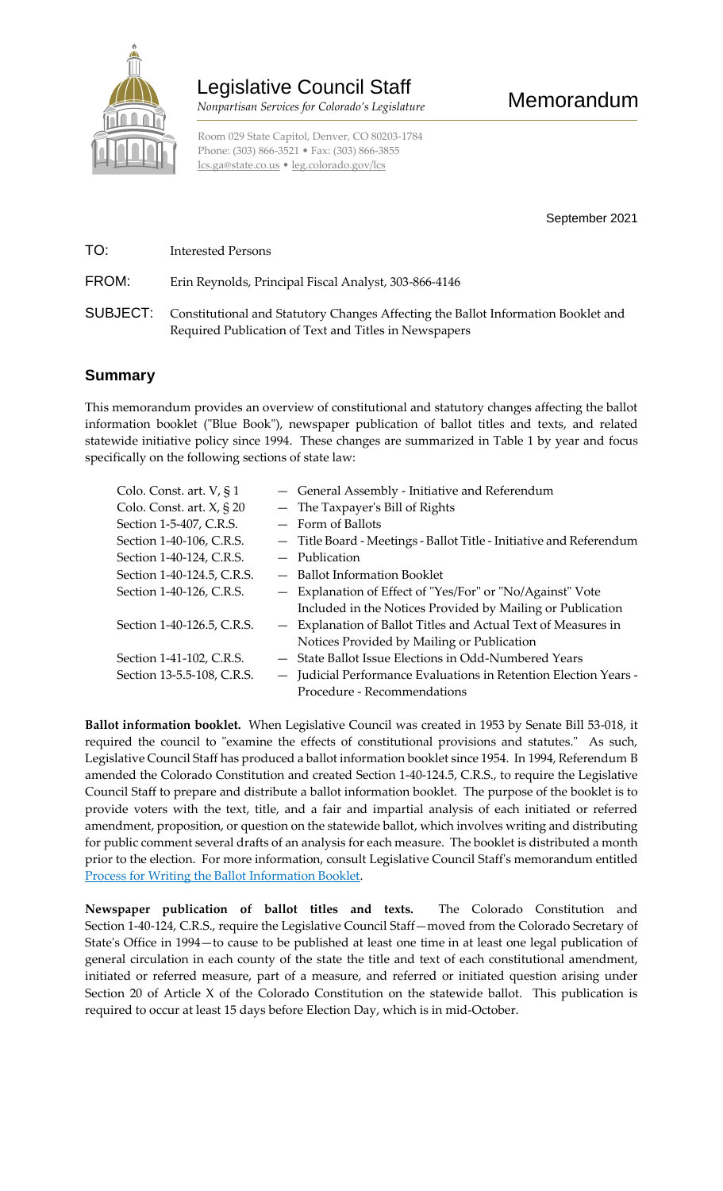# Legislative Council Staff

*Nonpartisan Services for Colorado's Legislature*

Room 029 State Capitol, Denver, CO 80203-1784
Phone: (303) 866-3521 • Fax: (303) 866-3855
lcs.ga@state.co.us • leg.colorado.gov/lcs

# Memorandum

September 2021

**TO:** Interested Persons

**FROM:** Erin Reynolds, Principal Fiscal Analyst, 303-866-4146

**SUBJECT:** Constitutional and Statutory Changes Affecting the Ballot Information Booklet and Required Publication of Text and Titles in Newspapers

## Summary

This memorandum provides an overview of constitutional and statutory changes affecting the ballot information booklet ("Blue Book"), newspaper publication of ballot titles and texts, and related statewide initiative policy since 1994. These changes are summarized in Table 1 by year and focus specifically on the following sections of state law:

| | |
|---|---|
| Colo. Const. art. V, § 1 | — General Assembly - Initiative and Referendum |
| Colo. Const. art. X, § 20 | — The Taxpayer's Bill of Rights |
| Section 1-5-407, C.R.S. | — Form of Ballots |
| Section 1-40-106, C.R.S. | — Title Board - Meetings - Ballot Title - Initiative and Referendum |
| Section 1-40-124, C.R.S. | — Publication |
| Section 1-40-124.5, C.R.S. | — Ballot Information Booklet |
| Section 1-40-126, C.R.S. | — Explanation of Effect of "Yes/For" or "No/Against" Vote Included in the Notices Provided by Mailing or Publication |
| Section 1-40-126.5, C.R.S. | — Explanation of Ballot Titles and Actual Text of Measures in Notices Provided by Mailing or Publication |
| Section 1-41-102, C.R.S. | — State Ballot Issue Elections in Odd-Numbered Years |
| Section 13-5.5-108, C.R.S. | — Judicial Performance Evaluations in Retention Election Years - Procedure - Recommendations |

**Ballot information booklet.** When Legislative Council was created in 1953 by Senate Bill 53-018, it required the council to "examine the effects of constitutional provisions and statutes." As such, Legislative Council Staff has produced a ballot information booklet since 1954. In 1994, Referendum B amended the Colorado Constitution and created Section 1-40-124.5, C.R.S., to require the Legislative Council Staff to prepare and distribute a ballot information booklet. The purpose of the booklet is to provide voters with the text, title, and a fair and impartial analysis of each initiated or referred amendment, proposition, or question on the statewide ballot, which involves writing and distributing for public comment several drafts of an analysis for each measure. The booklet is distributed a month prior to the election. For more information, consult Legislative Council Staff's memorandum entitled Process for Writing the Ballot Information Booklet.

**Newspaper publication of ballot titles and texts.** The Colorado Constitution and Section 1-40-124, C.R.S., require the Legislative Council Staff—moved from the Colorado Secretary of State's Office in 1994—to cause to be published at least one time in at least one legal publication of general circulation in each county of the state the title and text of each constitutional amendment, initiated or referred measure, part of a measure, and referred or initiated question arising under Section 20 of Article X of the Colorado Constitution on the statewide ballot. This publication is required to occur at least 15 days before Election Day, which is in mid-October.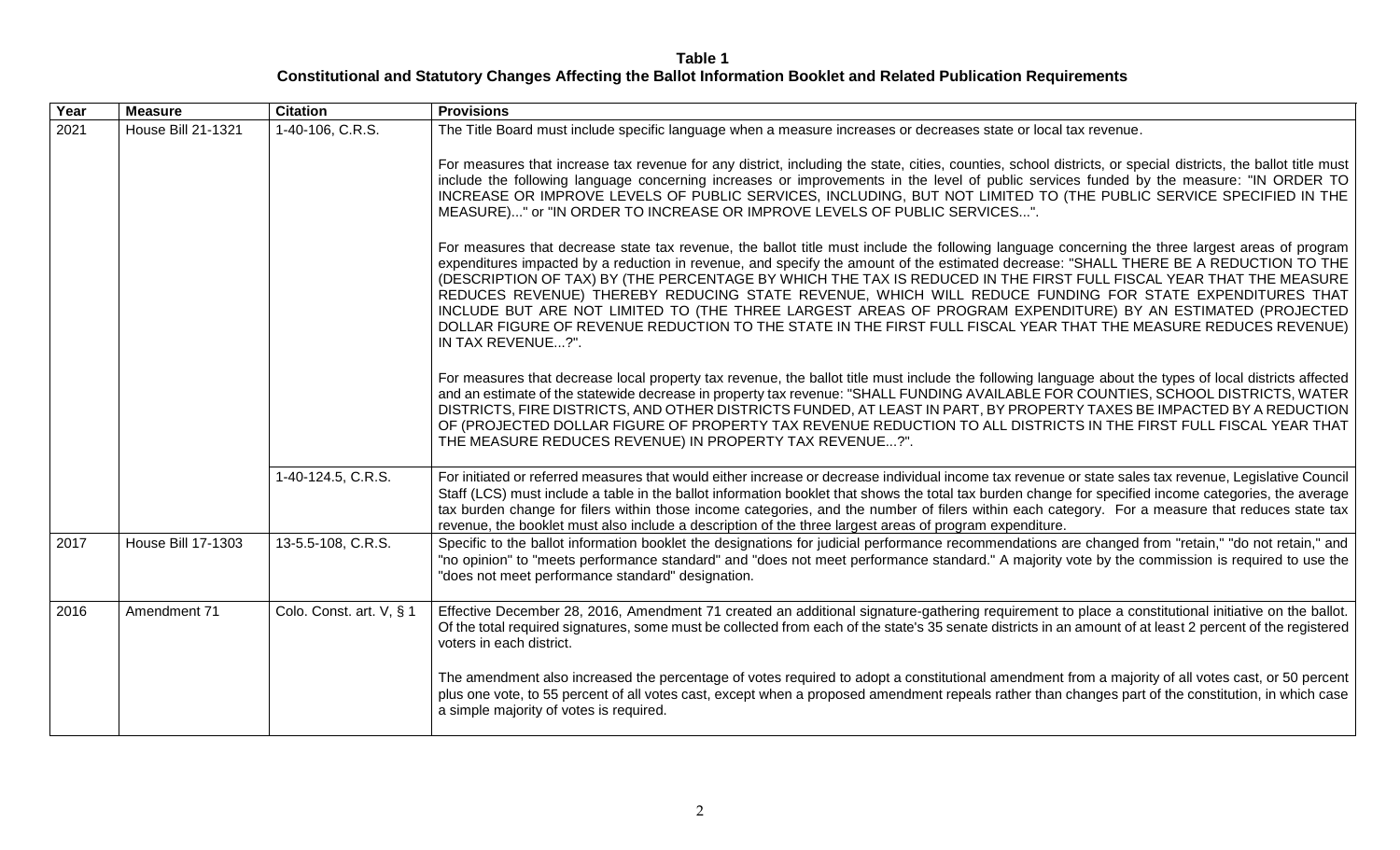**Table 1**
**Constitutional and Statutory Changes Affecting the Ballot Information Booklet and Related Publication Requirements**

| Year | Measure | Citation | Provisions |
|---|---|---|---|
| 2021 | House Bill 21-1321 | 1-40-106, C.R.S. | The Title Board must include specific language when a measure increases or decreases state or local tax revenue.<br><br>For measures that increase tax revenue for any district, including the state, cities, counties, school districts, or special districts, the ballot title must include the following language concerning increases or improvements in the level of public services funded by the measure: "IN ORDER TO INCREASE OR IMPROVE LEVELS OF PUBLIC SERVICES, INCLUDING, BUT NOT LIMITED TO (THE PUBLIC SERVICE SPECIFIED IN THE MEASURE)..." or "IN ORDER TO INCREASE OR IMPROVE LEVELS OF PUBLIC SERVICES...".<br><br>For measures that decrease state tax revenue, the ballot title must include the following language concerning the three largest areas of program expenditures impacted by a reduction in revenue, and specify the amount of the estimated decrease: "SHALL THERE BE A REDUCTION TO THE (DESCRIPTION OF TAX) BY (THE PERCENTAGE BY WHICH THE TAX IS REDUCED IN THE FIRST FULL FISCAL YEAR THAT THE MEASURE REDUCES REVENUE) THEREBY REDUCING STATE REVENUE, WHICH WILL REDUCE FUNDING FOR STATE EXPENDITURES THAT INCLUDE BUT ARE NOT LIMITED TO (THE THREE LARGEST AREAS OF PROGRAM EXPENDITURE) BY AN ESTIMATED (PROJECTED DOLLAR FIGURE OF REVENUE REDUCTION TO THE STATE IN THE FIRST FULL FISCAL YEAR THAT THE MEASURE REDUCES REVENUE) IN TAX REVENUE...?".<br><br>For measures that decrease local property tax revenue, the ballot title must include the following language about the types of local districts affected and an estimate of the statewide decrease in property tax revenue: "SHALL FUNDING AVAILABLE FOR COUNTIES, SCHOOL DISTRICTS, WATER DISTRICTS, FIRE DISTRICTS, AND OTHER DISTRICTS FUNDED, AT LEAST IN PART, BY PROPERTY TAXES BE IMPACTED BY A REDUCTION OF (PROJECTED DOLLAR FIGURE OF PROPERTY TAX REVENUE REDUCTION TO ALL DISTRICTS IN THE FIRST FULL FISCAL YEAR THAT THE MEASURE REDUCES REVENUE) IN PROPERTY TAX REVENUE...?". |
| | | 1-40-124.5, C.R.S. | For initiated or referred measures that would either increase or decrease individual income tax revenue or state sales tax revenue, Legislative Council Staff (LCS) must include a table in the ballot information booklet that shows the total tax burden change for specified income categories, the average tax burden change for filers within those income categories, and the number of filers within each category. For a measure that reduces state tax revenue, the booklet must also include a description of the three largest areas of program expenditure. |
| 2017 | House Bill 17-1303 | 13-5.5-108, C.R.S. | Specific to the ballot information booklet the designations for judicial performance recommendations are changed from "retain," "do not retain," and "no opinion" to "meets performance standard" and "does not meet performance standard." A majority vote by the commission is required to use the "does not meet performance standard" designation. |
| 2016 | Amendment 71 | Colo. Const. art. V, § 1 | Effective December 28, 2016, Amendment 71 created an additional signature-gathering requirement to place a constitutional initiative on the ballot. Of the total required signatures, some must be collected from each of the state's 35 senate districts in an amount of at least 2 percent of the registered voters in each district.<br><br>The amendment also increased the percentage of votes required to adopt a constitutional amendment from a majority of all votes cast, or 50 percent plus one vote, to 55 percent of all votes cast, except when a proposed amendment repeals rather than changes part of the constitution, in which case a simple majority of votes is required. |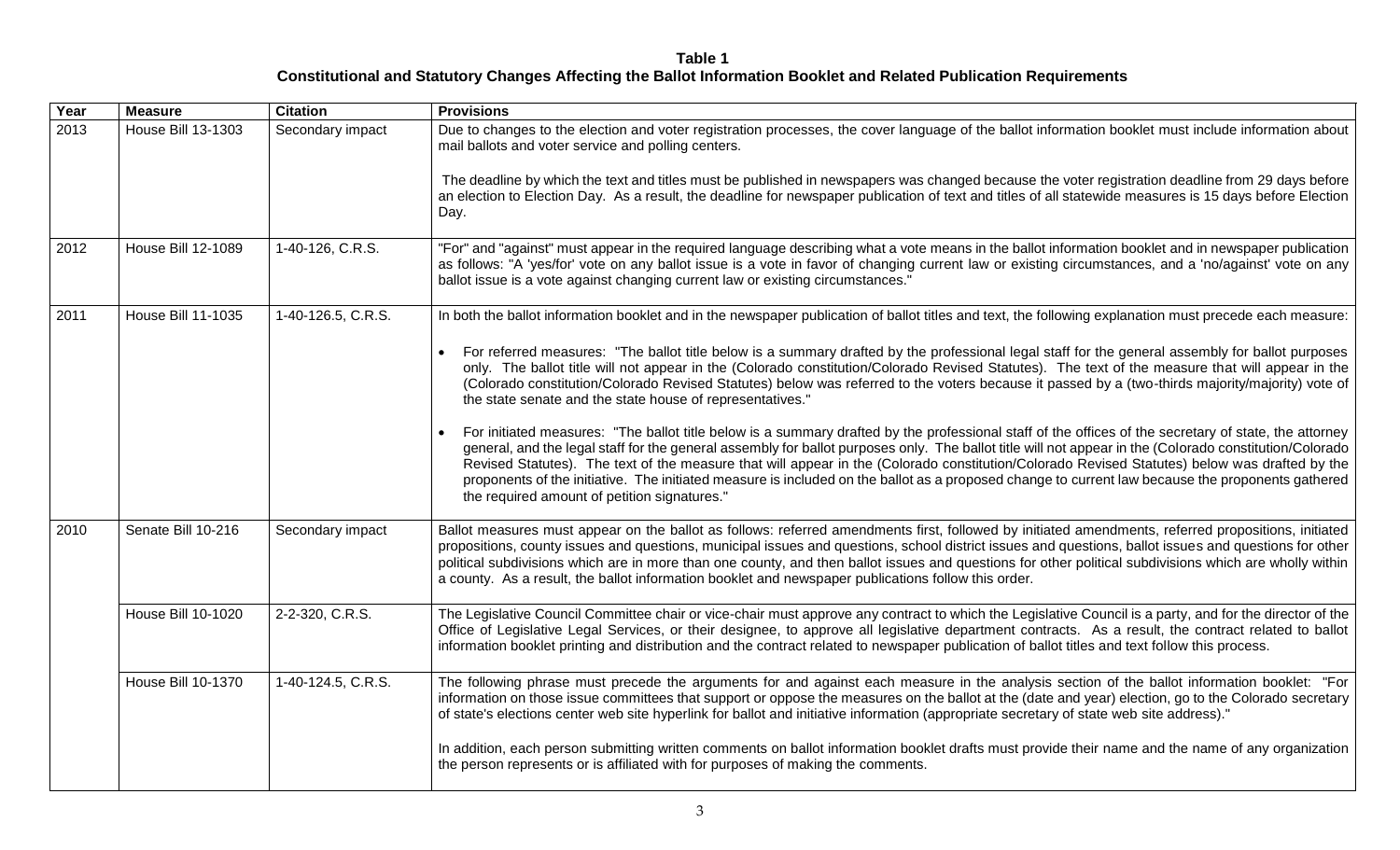**Table 1**
**Constitutional and Statutory Changes Affecting the Ballot Information Booklet and Related Publication Requirements**

| Year | Measure | Citation | Provisions |
|---|---|---|---|
| 2013 | House Bill 13-1303 | Secondary impact | Due to changes to the election and voter registration processes, the cover language of the ballot information booklet must include information about mail ballots and voter service and polling centers.<br><br>The deadline by which the text and titles must be published in newspapers was changed because the voter registration deadline from 29 days before an election to Election Day. As a result, the deadline for newspaper publication of text and titles of all statewide measures is 15 days before Election Day. |
| 2012 | House Bill 12-1089 | 1-40-126, C.R.S. | "For" and "against" must appear in the required language describing what a vote means in the ballot information booklet and in newspaper publication as follows: "A 'yes/for' vote on any ballot issue is a vote in favor of changing current law or existing circumstances, and a 'no/against' vote on any ballot issue is a vote against changing current law or existing circumstances." |
| 2011 | House Bill 11-1035 | 1-40-126.5, C.R.S. | In both the ballot information booklet and in the newspaper publication of ballot titles and text, the following explanation must precede each measure:<br><br>• For referred measures: "The ballot title below is a summary drafted by the professional legal staff for the general assembly for ballot purposes only. The ballot title will not appear in the (Colorado constitution/Colorado Revised Statutes). The text of the measure that will appear in the (Colorado constitution/Colorado Revised Statutes) below was referred to the voters because it passed by a (two-thirds majority/majority) vote of the state senate and the state house of representatives."<br><br>• For initiated measures: "The ballot title below is a summary drafted by the professional staff of the offices of the secretary of state, the attorney general, and the legal staff for the general assembly for ballot purposes only. The ballot title will not appear in the (Colorado constitution/Colorado Revised Statutes). The text of the measure that will appear in the (Colorado constitution/Colorado Revised Statutes) below was drafted by the proponents of the initiative. The initiated measure is included on the ballot as a proposed change to current law because the proponents gathered the required amount of petition signatures." |
| 2010 | Senate Bill 10-216 | Secondary impact | Ballot measures must appear on the ballot as follows: referred amendments first, followed by initiated amendments, referred propositions, initiated propositions, county issues and questions, municipal issues and questions, school district issues and questions, ballot issues and questions for other political subdivisions which are in more than one county, and then ballot issues and questions for other political subdivisions which are wholly within a county. As a result, the ballot information booklet and newspaper publications follow this order. |
| | House Bill 10-1020 | 2-2-320, C.R.S. | The Legislative Council Committee chair or vice-chair must approve any contract to which the Legislative Council is a party, and for the director of the Office of Legislative Legal Services, or their designee, to approve all legislative department contracts. As a result, the contract related to ballot information booklet printing and distribution and the contract related to newspaper publication of ballot titles and text follow this process. |
| | House Bill 10-1370 | 1-40-124.5, C.R.S. | The following phrase must precede the arguments for and against each measure in the analysis section of the ballot information booklet: "For information on those issue committees that support or oppose the measures on the ballot at the (date and year) election, go to the Colorado secretary of state's elections center web site hyperlink for ballot and initiative information (appropriate secretary of state web site address)."<br><br>In addition, each person submitting written comments on ballot information booklet drafts must provide their name and the name of any organization the person represents or is affiliated with for purposes of making the comments. |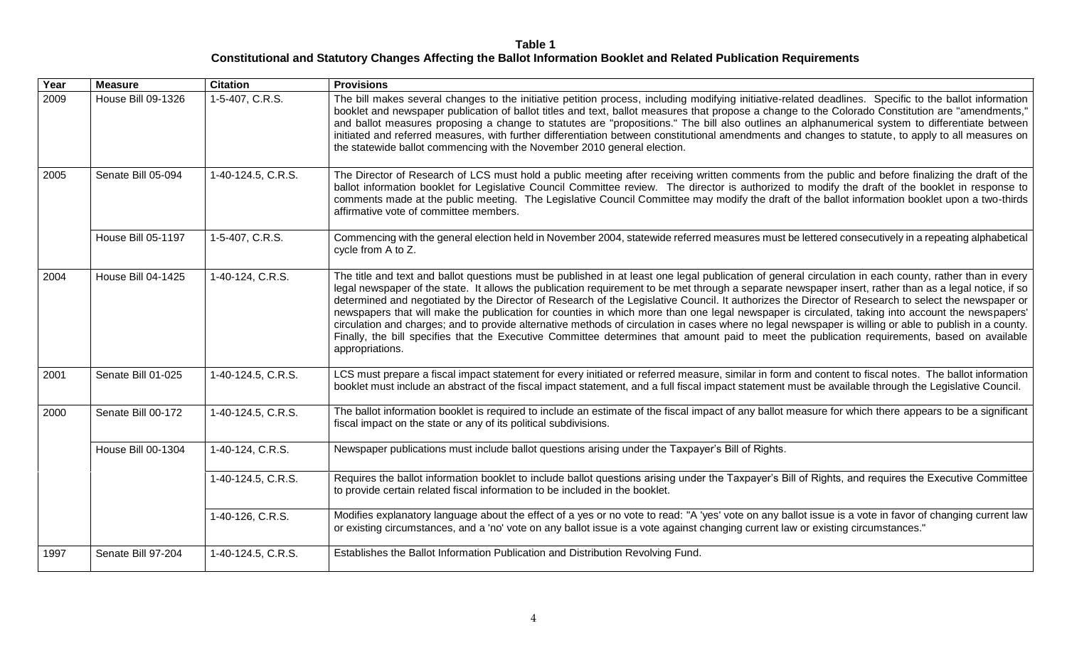**Table 1**
**Constitutional and Statutory Changes Affecting the Ballot Information Booklet and Related Publication Requirements**

| Year | Measure | Citation | Provisions |
|---|---|---|---|
| 2009 | House Bill 09-1326 | 1-5-407, C.R.S. | The bill makes several changes to the initiative petition process, including modifying initiative-related deadlines. Specific to the ballot information booklet and newspaper publication of ballot titles and text, ballot measures that propose a change to the Colorado Constitution are "amendments," and ballot measures proposing a change to statutes are "propositions." The bill also outlines an alphanumerical system to differentiate between initiated and referred measures, with further differentiation between constitutional amendments and changes to statute, to apply to all measures on the statewide ballot commencing with the November 2010 general election. |
| 2005 | Senate Bill 05-094 | 1-40-124.5, C.R.S. | The Director of Research of LCS must hold a public meeting after receiving written comments from the public and before finalizing the draft of the ballot information booklet for Legislative Council Committee review. The director is authorized to modify the draft of the booklet in response to comments made at the public meeting. The Legislative Council Committee may modify the draft of the ballot information booklet upon a two-thirds affirmative vote of committee members. |
| | House Bill 05-1197 | 1-5-407, C.R.S. | Commencing with the general election held in November 2004, statewide referred measures must be lettered consecutively in a repeating alphabetical cycle from A to Z. |
| 2004 | House Bill 04-1425 | 1-40-124, C.R.S. | The title and text and ballot questions must be published in at least one legal publication of general circulation in each county, rather than in every legal newspaper of the state. It allows the publication requirement to be met through a separate newspaper insert, rather than as a legal notice, if so determined and negotiated by the Director of Research of the Legislative Council. It authorizes the Director of Research to select the newspaper or newspapers that will make the publication for counties in which more than one legal newspaper is circulated, taking into account the newspapers' circulation and charges; and to provide alternative methods of circulation in cases where no legal newspaper is willing or able to publish in a county. Finally, the bill specifies that the Executive Committee determines that amount paid to meet the publication requirements, based on available appropriations. |
| 2001 | Senate Bill 01-025 | 1-40-124.5, C.R.S. | LCS must prepare a fiscal impact statement for every initiated or referred measure, similar in form and content to fiscal notes. The ballot information booklet must include an abstract of the fiscal impact statement, and a full fiscal impact statement must be available through the Legislative Council. |
| 2000 | Senate Bill 00-172 | 1-40-124.5, C.R.S. | The ballot information booklet is required to include an estimate of the fiscal impact of any ballot measure for which there appears to be a significant fiscal impact on the state or any of its political subdivisions. |
| | House Bill 00-1304 | 1-40-124, C.R.S. | Newspaper publications must include ballot questions arising under the Taxpayer's Bill of Rights. |
| | | 1-40-124.5, C.R.S. | Requires the ballot information booklet to include ballot questions arising under the Taxpayer's Bill of Rights, and requires the Executive Committee to provide certain related fiscal information to be included in the booklet. |
| | | 1-40-126, C.R.S. | Modifies explanatory language about the effect of a yes or no vote to read: "A 'yes' vote on any ballot issue is a vote in favor of changing current law or existing circumstances, and a 'no' vote on any ballot issue is a vote against changing current law or existing circumstances." |
| 1997 | Senate Bill 97-204 | 1-40-124.5, C.R.S. | Establishes the Ballot Information Publication and Distribution Revolving Fund. |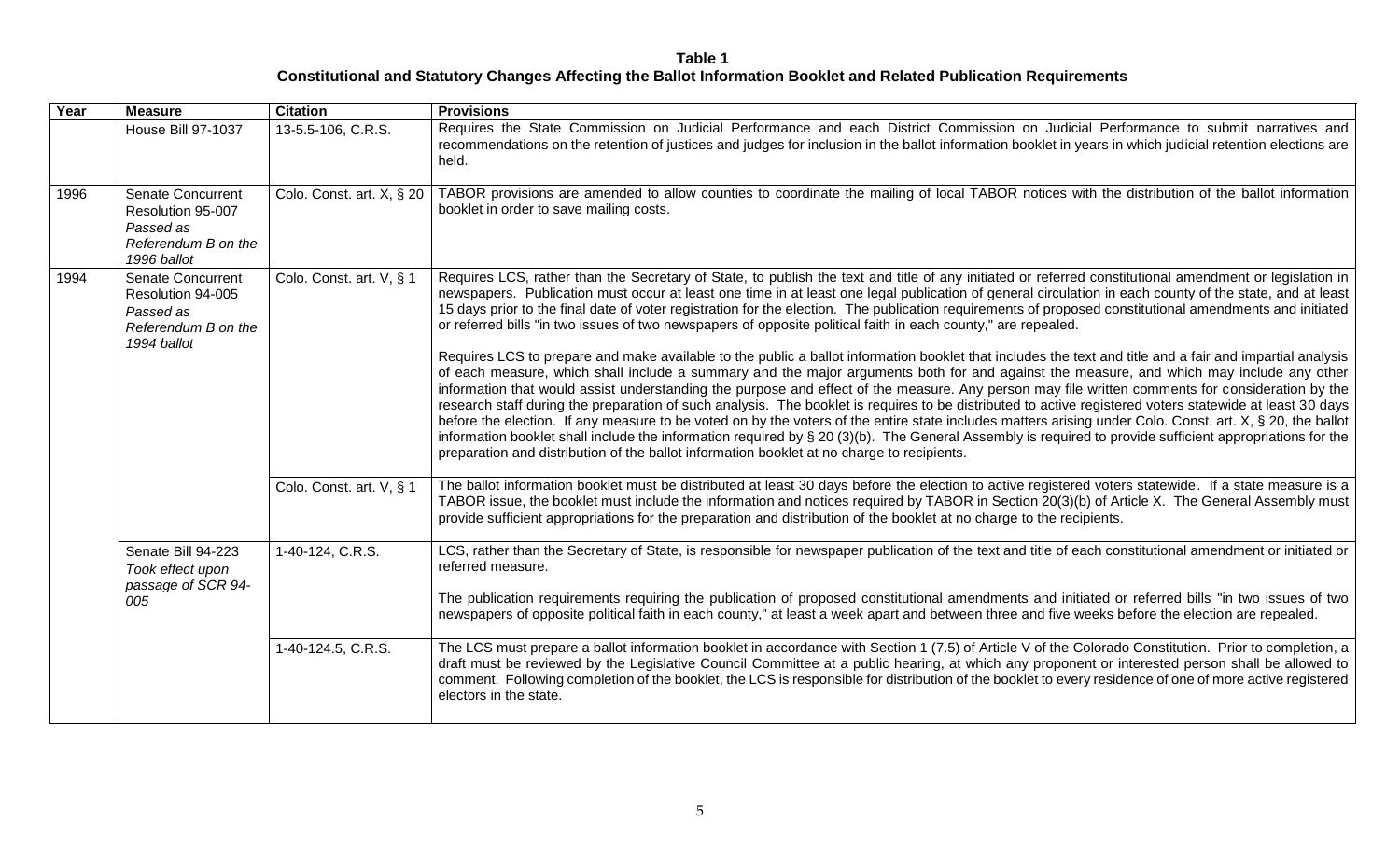**Table 1**
**Constitutional and Statutory Changes Affecting the Ballot Information Booklet and Related Publication Requirements**

| Year | Measure | Citation | Provisions |
|---|---|---|---|
| | House Bill 97-1037 | 13-5.5-106, C.R.S. | Requires the State Commission on Judicial Performance and each District Commission on Judicial Performance to submit narratives and recommendations on the retention of justices and judges for inclusion in the ballot information booklet in years in which judicial retention elections are held. |
| 1996 | Senate Concurrent Resolution 95-007 *Passed as Referendum B on the 1996 ballot* | Colo. Const. art. X, § 20 | TABOR provisions are amended to allow counties to coordinate the mailing of local TABOR notices with the distribution of the ballot information booklet in order to save mailing costs. |
| 1994 | Senate Concurrent Resolution 94-005 *Passed as Referendum B on the 1994 ballot* | Colo. Const. art. V, § 1 | Requires LCS, rather than the Secretary of State, to publish the text and title of any initiated or referred constitutional amendment or legislation in newspapers. Publication must occur at least one time in at least one legal publication of general circulation in each county of the state, and at least 15 days prior to the final date of voter registration for the election. The publication requirements of proposed constitutional amendments and initiated or referred bills "in two issues of two newspapers of opposite political faith in each county," are repealed.<br><br>Requires LCS to prepare and make available to the public a ballot information booklet that includes the text and title and a fair and impartial analysis of each measure, which shall include a summary and the major arguments both for and against the measure, and which may include any other information that would assist understanding the purpose and effect of the measure. Any person may file written comments for consideration by the research staff during the preparation of such analysis. The booklet is requires to be distributed to active registered voters statewide at least 30 days before the election. If any measure to be voted on by the voters of the entire state includes matters arising under Colo. Const. art. X, § 20, the ballot information booklet shall include the information required by § 20 (3)(b). The General Assembly is required to provide sufficient appropriations for the preparation and distribution of the ballot information booklet at no charge to recipients. |
| | | Colo. Const. art. V, § 1 | The ballot information booklet must be distributed at least 30 days before the election to active registered voters statewide. If a state measure is a TABOR issue, the booklet must include the information and notices required by TABOR in Section 20(3)(b) of Article X. The General Assembly must provide sufficient appropriations for the preparation and distribution of the booklet at no charge to the recipients. |
| | Senate Bill 94-223 *Took effect upon passage of SCR 94-005* | 1-40-124, C.R.S. | LCS, rather than the Secretary of State, is responsible for newspaper publication of the text and title of each constitutional amendment or initiated or referred measure.<br><br>The publication requirements requiring the publication of proposed constitutional amendments and initiated or referred bills "in two issues of two newspapers of opposite political faith in each county," at least a week apart and between three and five weeks before the election are repealed. |
| | | 1-40-124.5, C.R.S. | The LCS must prepare a ballot information booklet in accordance with Section 1 (7.5) of Article V of the Colorado Constitution. Prior to completion, a draft must be reviewed by the Legislative Council Committee at a public hearing, at which any proponent or interested person shall be allowed to comment. Following completion of the booklet, the LCS is responsible for distribution of the booklet to every residence of one of more active registered electors in the state. |